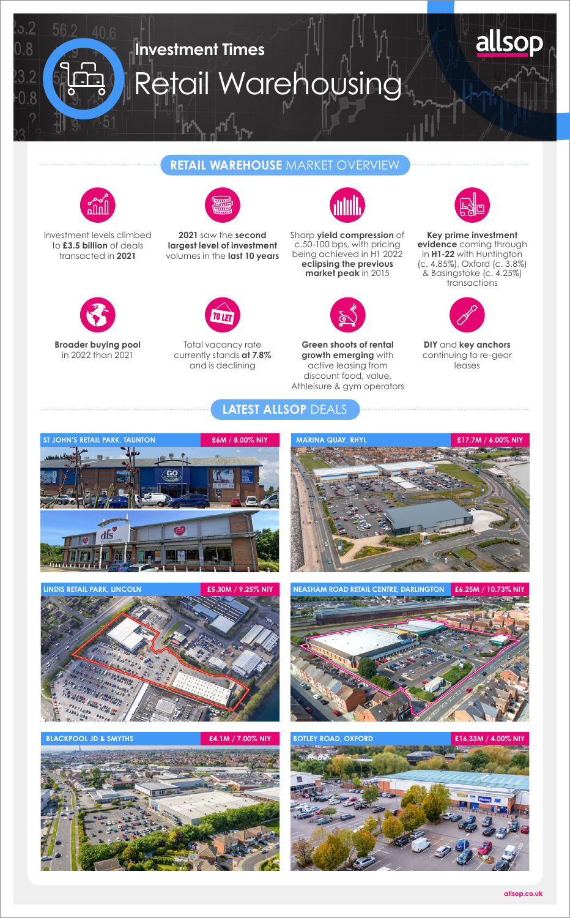# Investment Times

# Retail Warehousing

allsop

## RETAIL WAREHOUSE MARKET OVERVIEW

Investment levels climbed to **£3.5 billion** of deals transacted in **2021**

**2021** saw the **second largest level of investment** volumes in the **last 10 years**

Sharp **yield compression** of c.50-100 bps, with pricing being achieved in H1 2022 **eclipsing the previous market peak** in 2015

**Key prime investment evidence** coming through in **H1-22** with Huntington (c. 4.85%), Oxford (c. 3.8%) & Basingstoke (c. 4.25%) transactions

**Broader buying pool** in 2022 than 2021

Total vacancy rate currently stands **at 7.8%** and is declining

**Green shoots of rental growth emerging** with active leasing from discount food, value, Athleisure & gym operators

**DIY** and **key anchors** continuing to re-gear leases

## LATEST ALLSOP DEALS

**ST JOHN'S RETAIL PARK, TAUNTON** — £6M / 8.00% NIY

**MARINA QUAY, RHYL** — £17.7M / 6.00% NIY

**LINDIS RETAIL PARK, LINCOLN** — £5.30M / 9.25% NIY

**NEASHAM ROAD RETAIL CENTRE, DARLINGTON** — £6.25M / 10.73% NIY

**BLACKPOOL JD & SMYTHS** — £4.1M / 7.00% NIY

**BOTLEY ROAD, OXFORD** — £16.33M / 4.00% NIY

allsop.co.uk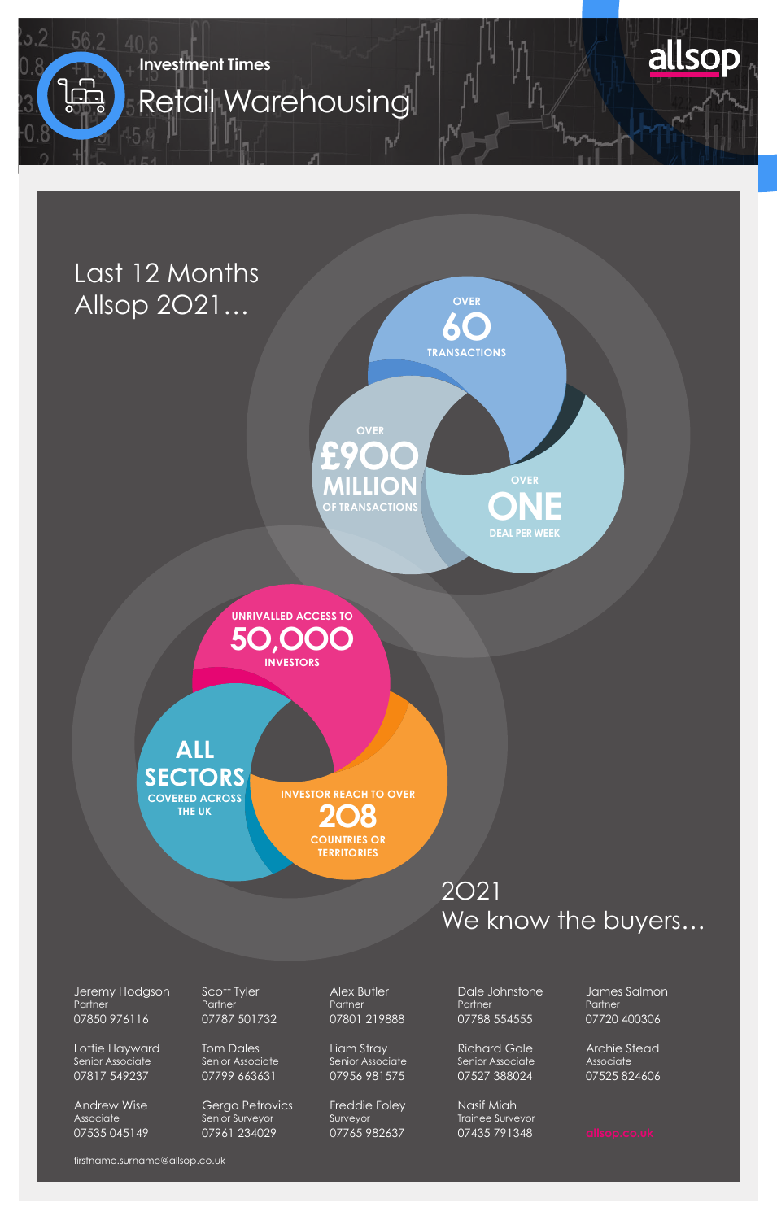Investment Times

# Retail Warehousing

allsop

## Last 12 Months Allsop 2021…

OVER **60** TRANSACTIONS

OVER **£900 MILLION** OF TRANSACTIONS

OVER **ONE** DEAL PER WEEK

UNRIVALLED ACCESS TO **50,000** INVESTORS

**ALL SECTORS** COVERED ACROSS THE UK

INVESTOR REACH TO OVER **208** COUNTRIES OR TERRITORIES

## 2021 We know the buyers…

Jeremy Hodgson
Partner
07850 976116

Scott Tyler
Partner
07787 501732

Alex Butler
Partner
07801 219888

Dale Johnstone
Partner
07788 554555

James Salmon
Partner
07720 400306

Lottie Hayward
Senior Associate
07817 549237

Tom Dales
Senior Associate
07799 663631

Liam Stray
Senior Associate
07956 981575

Richard Gale
Senior Associate
07527 388024

Archie Stead
Associate
07525 824606

Andrew Wise
Associate
07535 045149

Gergo Petrovics
Senior Surveyor
07961 234029

Freddie Foley
Surveyor
07765 982637

Nasif Miah
Trainee Surveyor
07435 791348

allsop.co.uk

firstname.surname@allsop.co.uk